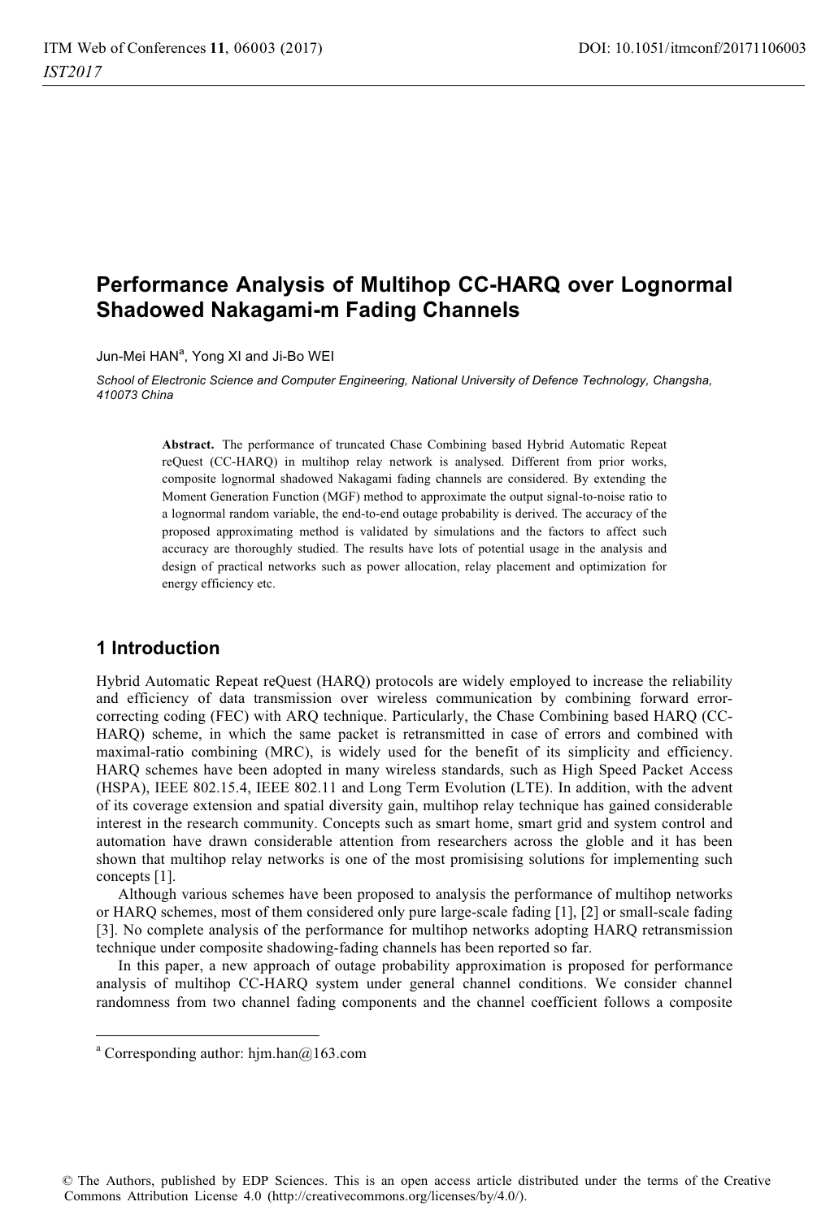# Performance Analysis of Multihop CC-HARQ over Lognormal Shadowed Nakagami-m Fading Channels

Jun-Mei HAN[a], Yong XI and Ji-Bo WEI

*School of Electronic Science and Computer Engineering, National University of Defence Technology, Changsha, 410073 China*

**Abstract.** The performance of truncated Chase Combining based Hybrid Automatic Repeat reQuest (CC-HARQ) in multihop relay network is analysed. Different from prior works, composite lognormal shadowed Nakagami fading channels are considered. By extending the Moment Generation Function (MGF) method to approximate the output signal-to-noise ratio to a lognormal random variable, the end-to-end outage probability is derived. The accuracy of the proposed approximating method is validated by simulations and the factors to affect such accuracy are thoroughly studied. The results have lots of potential usage in the analysis and design of practical networks such as power allocation, relay placement and optimization for energy efficiency etc.

## 1 Introduction

Hybrid Automatic Repeat reQuest (HARQ) protocols are widely employed to increase the reliability and efficiency of data transmission over wireless communication by combining forward error-correcting coding (FEC) with ARQ technique. Particularly, the Chase Combining based HARQ (CC-HARQ) scheme, in which the same packet is retransmitted in case of errors and combined with maximal-ratio combining (MRC), is widely used for the benefit of its simplicity and efficiency. HARQ schemes have been adopted in many wireless standards, such as High Speed Packet Access (HSPA), IEEE 802.15.4, IEEE 802.11 and Long Term Evolution (LTE). In addition, with the advent of its coverage extension and spatial diversity gain, multihop relay technique has gained considerable interest in the research community. Concepts such as smart home, smart grid and system control and automation have drawn considerable attention from researchers across the globle and it has been shown that multihop relay networks is one of the most promisising solutions for implementing such concepts [1].

Although various schemes have been proposed to analysis the performance of multihop networks or HARQ schemes, most of them considered only pure large-scale fading [1], [2] or small-scale fading [3]. No complete analysis of the performance for multihop networks adopting HARQ retransmission technique under composite shadowing-fading channels has been reported so far.

In this paper, a new approach of outage probability approximation is proposed for performance analysis of multihop CC-HARQ system under general channel conditions. We consider channel randomness from two channel fading components and the channel coefficient follows a composite

---

[a] Corresponding author: hjm.han@163.com

© The Authors, published by EDP Sciences. This is an open access article distributed under the terms of the Creative Commons Attribution License 4.0 (http://creativecommons.org/licenses/by/4.0/).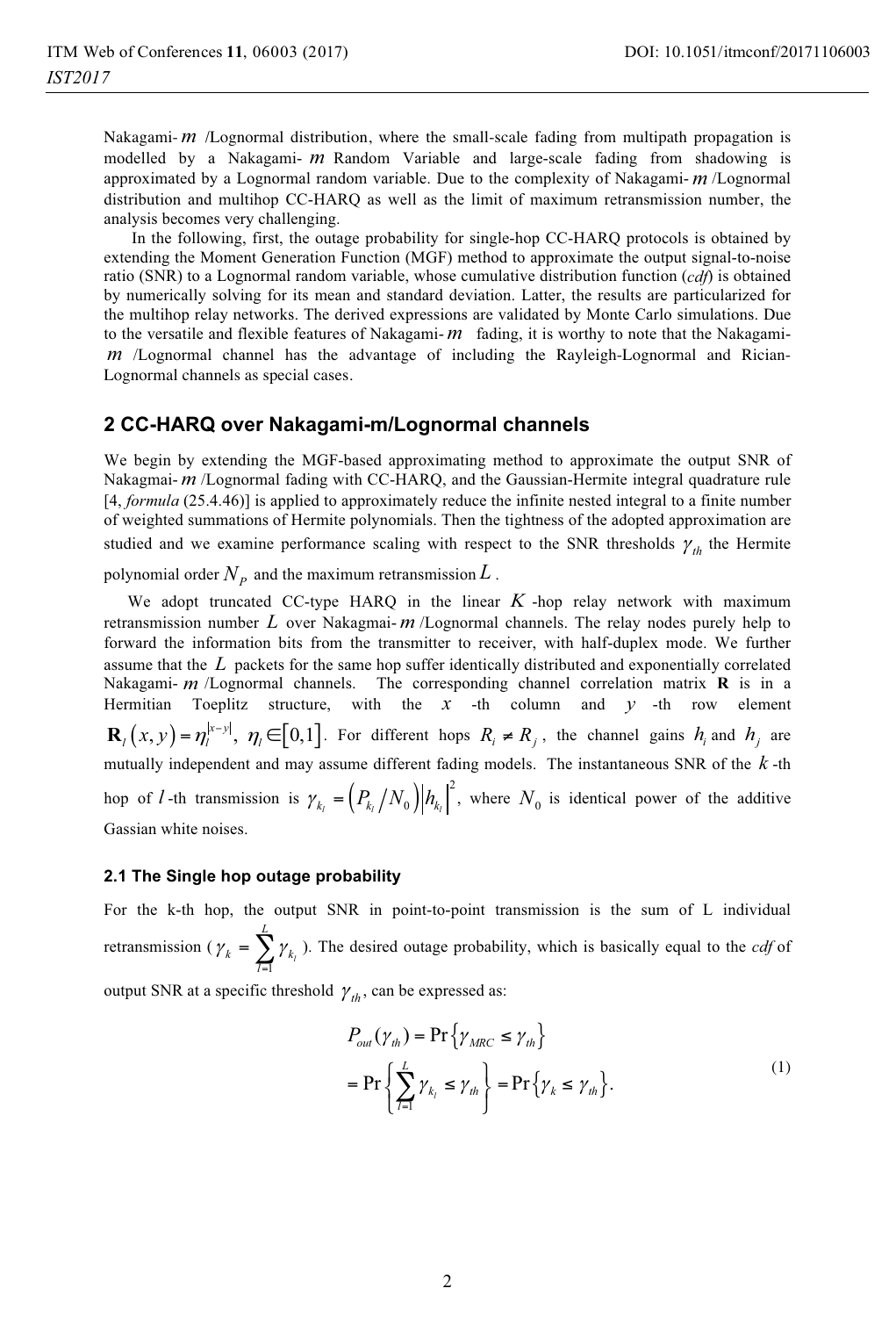Nakagami- $m$ /Lognormal distribution, where the small-scale fading from multipath propagation is modelled by a Nakagami- $m$ Random Variable and large-scale fading from shadowing is approximated by a Lognormal random variable. Due to the complexity of Nakagami- $m$ /Lognormal distribution and multihop CC-HARQ as well as the limit of maximum retransmission number, the analysis becomes very challenging.

In the following, first, the outage probability for single-hop CC-HARQ protocols is obtained by extending the Moment Generation Function (MGF) method to approximate the output signal-to-noise ratio (SNR) to a Lognormal random variable, whose cumulative distribution function (*cdf*) is obtained by numerically solving for its mean and standard deviation. Latter, the results are particularized for the multihop relay networks. The derived expressions are validated by Monte Carlo simulations. Due to the versatile and flexible features of Nakagami- $m$ fading, it is worthy to note that the Nakagami- $m$ /Lognormal channel has the advantage of including the Rayleigh-Lognormal and Rician-Lognormal channels as special cases.

## 2 CC-HARQ over Nakagami-m/Lognormal channels

We begin by extending the MGF-based approximating method to approximate the output SNR of Nakagmai- $m$ /Lognormal fading with CC-HARQ, and the Gaussian-Hermite integral quadrature rule [4, *formula* (25.4.46)] is applied to approximately reduce the infinite nested integral to a finite number of weighted summations of Hermite polynomials. Then the tightness of the adopted approximation are studied and we examine performance scaling with respect to the SNR thresholds $\gamma_{th}$ the Hermite polynomial order $N_P$ and the maximum retransmission $L$.

We adopt truncated CC-type HARQ in the linear $K$ -hop relay network with maximum retransmission number $L$ over Nakagmai- $m$ /Lognormal channels. The relay nodes purely help to forward the information bits from the transmitter to receiver, with half-duplex mode. We further assume that the $L$ packets for the same hop suffer identically distributed and exponentially correlated Nakagami- $m$ /Lognormal channels. The corresponding channel correlation matrix $\mathbf{R}$ is in a Hermitian Toeplitz structure, with the $x$ -th column and $y$ -th row element $\mathbf{R}_l(x,y)=\eta_l^{|x-y|},\ \eta_l\in[0,1]$. For different hops $R_i \neq R_j$, the channel gains $h_i$ and $h_j$ are mutually independent and may assume different fading models. The instantaneous SNR of the $k$ -th hop of $l$ -th transmission is $\gamma_{k_l}=\left(P_{k_l}/N_0\right)\left|h_{k_l}\right|^2$, where $N_0$ is identical power of the additive Gassian white noises.

### 2.1 The Single hop outage probability

For the k-th hop, the output SNR in point-to-point transmission is the sum of L individual retransmission ($\gamma_k=\sum_{l=1}^{L}\gamma_{k_l}$). The desired outage probability, which is basically equal to the *cdf* of output SNR at a specific threshold $\gamma_{th}$, can be expressed as:

$$
\begin{aligned}
P_{out}(\gamma_{th}) &= \Pr\left\{\gamma_{MRC}\le\gamma_{th}\right\} \\
&= \Pr\left\{\sum_{l=1}^{L}\gamma_{k_l}\le\gamma_{th}\right\}=\Pr\left\{\gamma_k\le\gamma_{th}\right\}.
\end{aligned} \tag{1}
$$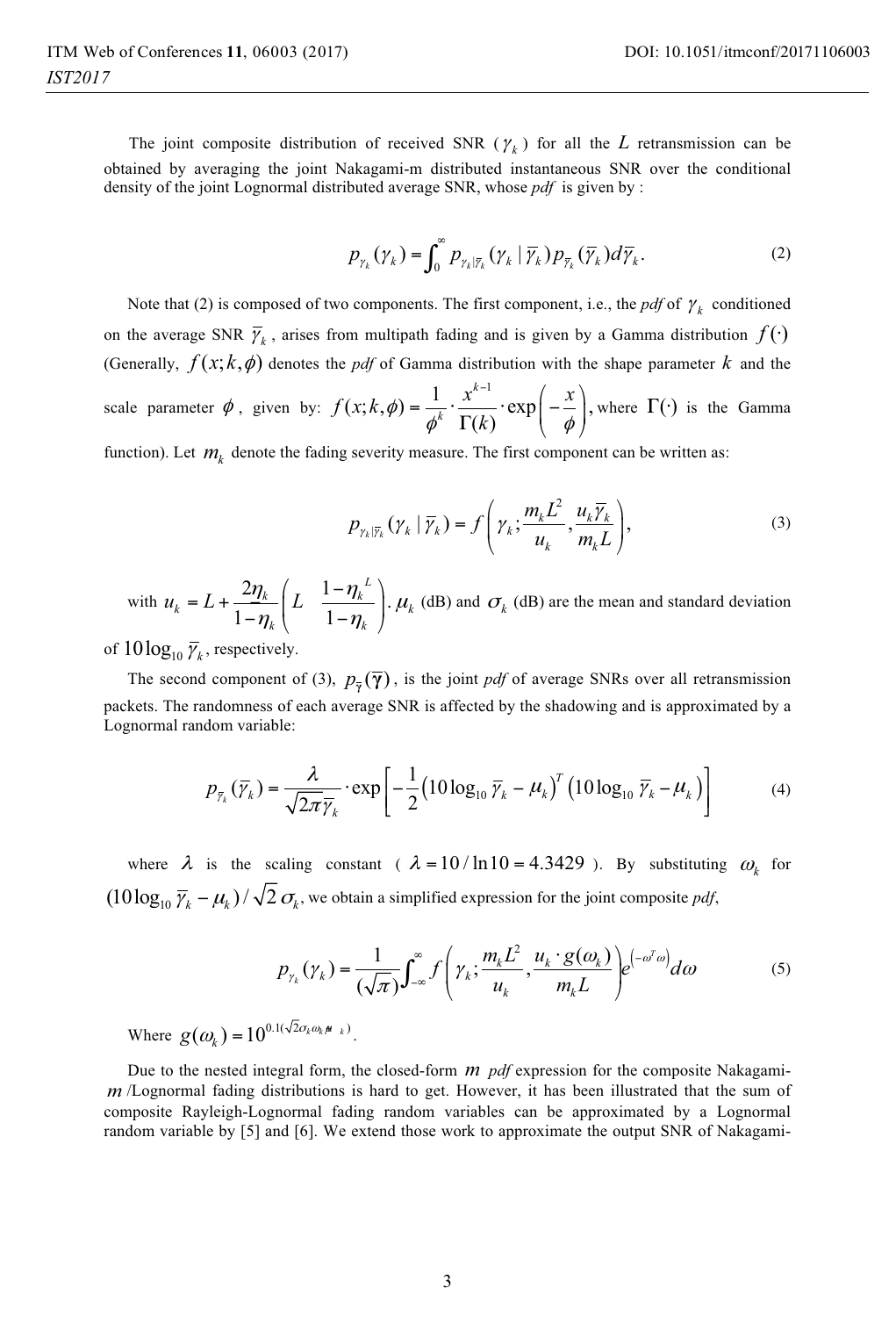The joint composite distribution of received SNR ($\gamma_k$) for all the $L$ retransmission can be obtained by averaging the joint Nakagami-m distributed instantaneous SNR over the conditional density of the joint Lognormal distributed average SNR, whose *pdf* is given by :

$$p_{\gamma_k}(\gamma_k) = \int_0^{\infty} p_{\gamma_k|\bar{\gamma}_k}(\gamma_k \mid \bar{\gamma}_k) p_{\bar{\gamma}_k}(\bar{\gamma}_k) d\bar{\gamma}_k. \tag{2}$$

Note that (2) is composed of two components. The first component, i.e., the *pdf* of $\gamma_k$ conditioned on the average SNR $\bar{\gamma}_k$, arises from multipath fading and is given by a Gamma distribution $f(\cdot)$ (Generally, $f(x;k,\phi)$ denotes the *pdf* of Gamma distribution with the shape parameter $k$ and the scale parameter $\phi$, given by: $f(x;k,\phi) = \frac{1}{\phi^k} \cdot \frac{x^{k-1}}{\Gamma(k)} \cdot \exp\left(-\frac{x}{\phi}\right)$, where $\Gamma(\cdot)$ is the Gamma function). Let $m_k$ denote the fading severity measure. The first component can be written as:

$$p_{\gamma_k|\bar{\gamma}_k}(\gamma_k \mid \bar{\gamma}_k) = f\left(\gamma_k; \frac{m_k L^2}{u_k}, \frac{u_k \bar{\gamma}_k}{m_k L}\right), \tag{3}$$

with $u_k = L + \frac{2\eta_k}{1-\eta_k}\left(L \quad \frac{1-\eta_k^L}{1-\eta_k}\right)$. $\mu_k$ (dB) and $\sigma_k$ (dB) are the mean and standard deviation of $10\log_{10}\bar{\gamma}_k$, respectively.

The second component of (3), $p_{\bar{\gamma}}(\bar{\gamma})$, is the joint *pdf* of average SNRs over all retransmission packets. The randomness of each average SNR is affected by the shadowing and is approximated by a Lognormal random variable:

$$p_{\bar{\gamma}_k}(\bar{\gamma}_k) = \frac{\lambda}{\sqrt{2\pi}\bar{\gamma}_k} \cdot \exp\left[-\frac{1}{2}\left(10\log_{10}\bar{\gamma}_k - \mu_k\right)^T \left(10\log_{10}\bar{\gamma}_k - \mu_k\right)\right] \tag{4}$$

where $\lambda$ is the scaling constant ($\lambda = 10/\ln 10 = 4.3429$). By substituting $\omega_k$ for $(10\log_{10}\bar{\gamma}_k - \mu_k)/\sqrt{2}\,\sigma_k$, we obtain a simplified expression for the joint composite *pdf*,

$$p_{\gamma_k}(\gamma_k) = \frac{1}{(\sqrt{\pi})}\int_{-\infty}^{\infty} f\left(\gamma_k; \frac{m_k L^2}{u_k}, \frac{u_k \cdot g(\omega_k)}{m_k L}\right) e^{\left(-\omega^T \omega\right)} d\omega \tag{5}$$

Where $g(\omega_k) = 10^{0.1(\sqrt{2}\sigma_k \omega_k + \mu_k)}$.

Due to the nested integral form, the closed-form $m$ *pdf* expression for the composite Nakagami-$m$/Lognormal fading distributions is hard to get. However, it has been illustrated that the sum of composite Rayleigh-Lognormal fading random variables can be approximated by a Lognormal random variable by [5] and [6]. We extend those work to approximate the output SNR of Nakagami-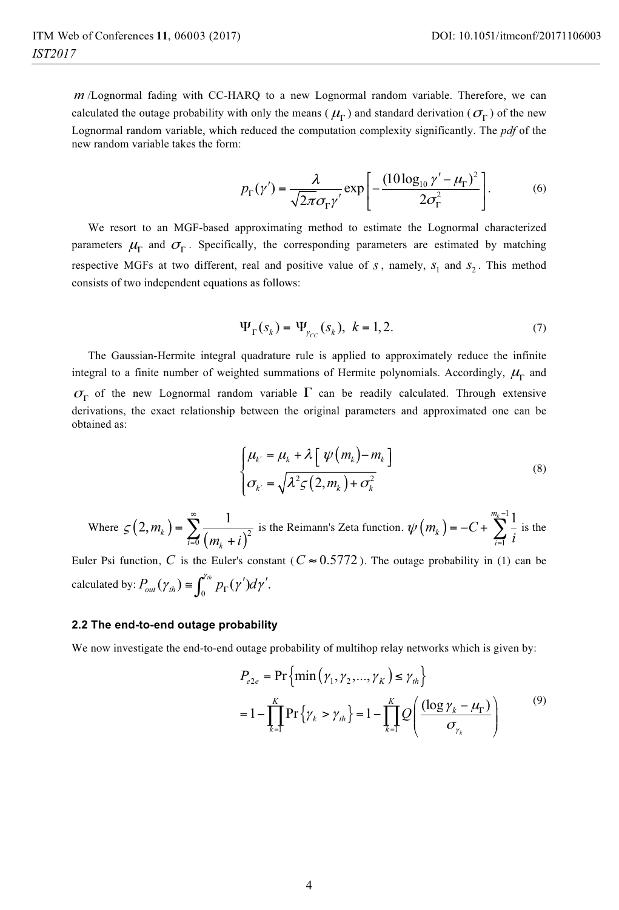$m$ /Lognormal fading with CC-HARQ to a new Lognormal random variable. Therefore, we can calculated the outage probability with only the means ($\mu_\Gamma$) and standard derivation ($\sigma_\Gamma$) of the new Lognormal random variable, which reduced the computation complexity significantly. The *pdf* of the new random variable takes the form:

$$p_\Gamma(\gamma') = \frac{\lambda}{\sqrt{2\pi}\sigma_\Gamma \gamma'} \exp\left[-\frac{(10\log_{10}\gamma' - \mu_\Gamma)^2}{2\sigma_\Gamma^2}\right]. \tag{6}$$

We resort to an MGF-based approximating method to estimate the Lognormal characterized parameters $\mu_\Gamma$ and $\sigma_\Gamma$. Specifically, the corresponding parameters are estimated by matching respective MGFs at two different, real and positive value of $s$, namely, $s_1$ and $s_2$. This method consists of two independent equations as follows:

$$\Psi_\Gamma(s_k) = \Psi_{\gamma_{CC}}(s_k), \ k = 1,2. \tag{7}$$

The Gaussian-Hermite integral quadrature rule is applied to approximately reduce the infinite integral to a finite number of weighted summations of Hermite polynomials. Accordingly, $\mu_\Gamma$ and $\sigma_\Gamma$ of the new Lognormal random variable $\Gamma$ can be readily calculated. Through extensive derivations, the exact relationship between the original parameters and approximated one can be obtained as:

$$\begin{cases} \mu_{k'} = \mu_k + \lambda\left[\psi(m_k) - m_k\right] \\ \sigma_{k'} = \sqrt{\lambda^2 \varsigma(2, m_k) + \sigma_k^2} \end{cases} \tag{8}$$

Where $\varsigma(2, m_k) = \sum_{i=0}^{\infty} \frac{1}{(m_k + i)^2}$ is the Reimann's Zeta function. $\psi(m_k) = -C + \sum_{i=1}^{m_k - 1} \frac{1}{i}$ is the Euler Psi function, $C$ is the Euler's constant ($C \approx 0.5772$). The outage probability in (1) can be calculated by: $P_{out}(\gamma_{th}) \cong \int_0^{\gamma_{th}} p_\Gamma(\gamma') d\gamma'$.

### 2.2 The end-to-end outage probability

We now investigate the end-to-end outage probability of multihop relay networks which is given by:

$$\begin{aligned} P_{e2e} &= \Pr\left\{\min(\gamma_1, \gamma_2, ..., \gamma_K) \leq \gamma_{th}\right\} \\ &= 1 - \prod_{k=1}^{K} \Pr\left\{\gamma_k > \gamma_{th}\right\} = 1 - \prod_{k=1}^{K} Q\left(\frac{(\log\gamma_k - \mu_\Gamma)}{\sigma_{\gamma_k}}\right) \end{aligned} \tag{9}$$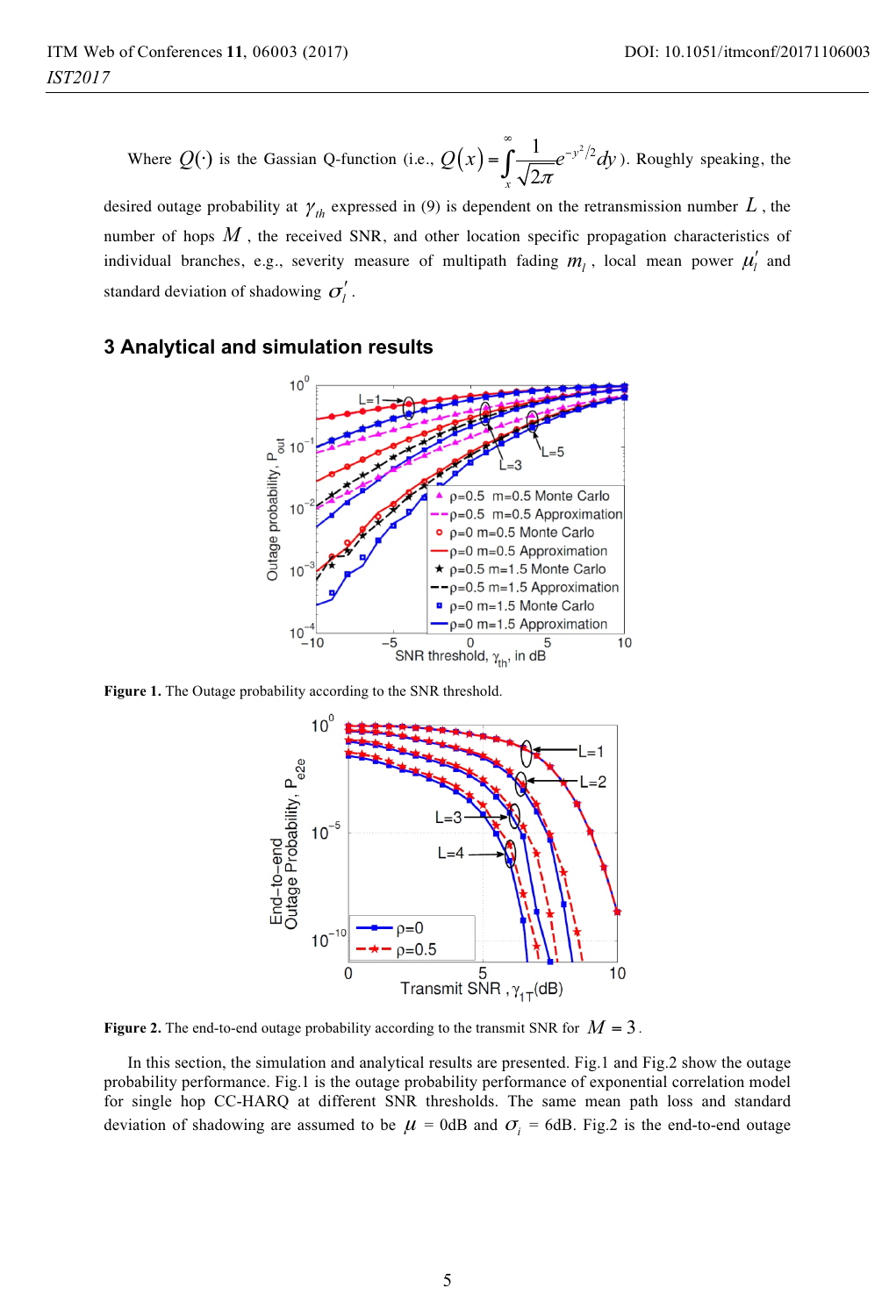Where $Q(\cdot)$ is the Gassian Q-function (i.e., $Q(x)=\int_{x}^{\infty}\frac{1}{\sqrt{2\pi}}e^{-y^2/2}dy$). Roughly speaking, the desired outage probability at $\gamma_{th}$ expressed in (9) is dependent on the retransmission number $L$, the number of hops $M$, the received SNR, and other location specific propagation characteristics of individual branches, e.g., severity measure of multipath fading $m_l$, local mean power $\mu_l'$ and standard deviation of shadowing $\sigma_l'$.

## 3 Analytical and simulation results

**Figure 1.** The Outage probability according to the SNR threshold.

**Figure 2.** The end-to-end outage probability according to the transmit SNR for $M = 3$.

In this section, the simulation and analytical results are presented. Fig.1 and Fig.2 show the outage probability performance. Fig.1 is the outage probability performance of exponential correlation model for single hop CC-HARQ at different SNR thresholds. The same mean path loss and standard deviation of shadowing are assumed to be $\mu$ = 0dB and $\sigma_i$ = 6dB. Fig.2 is the end-to-end outage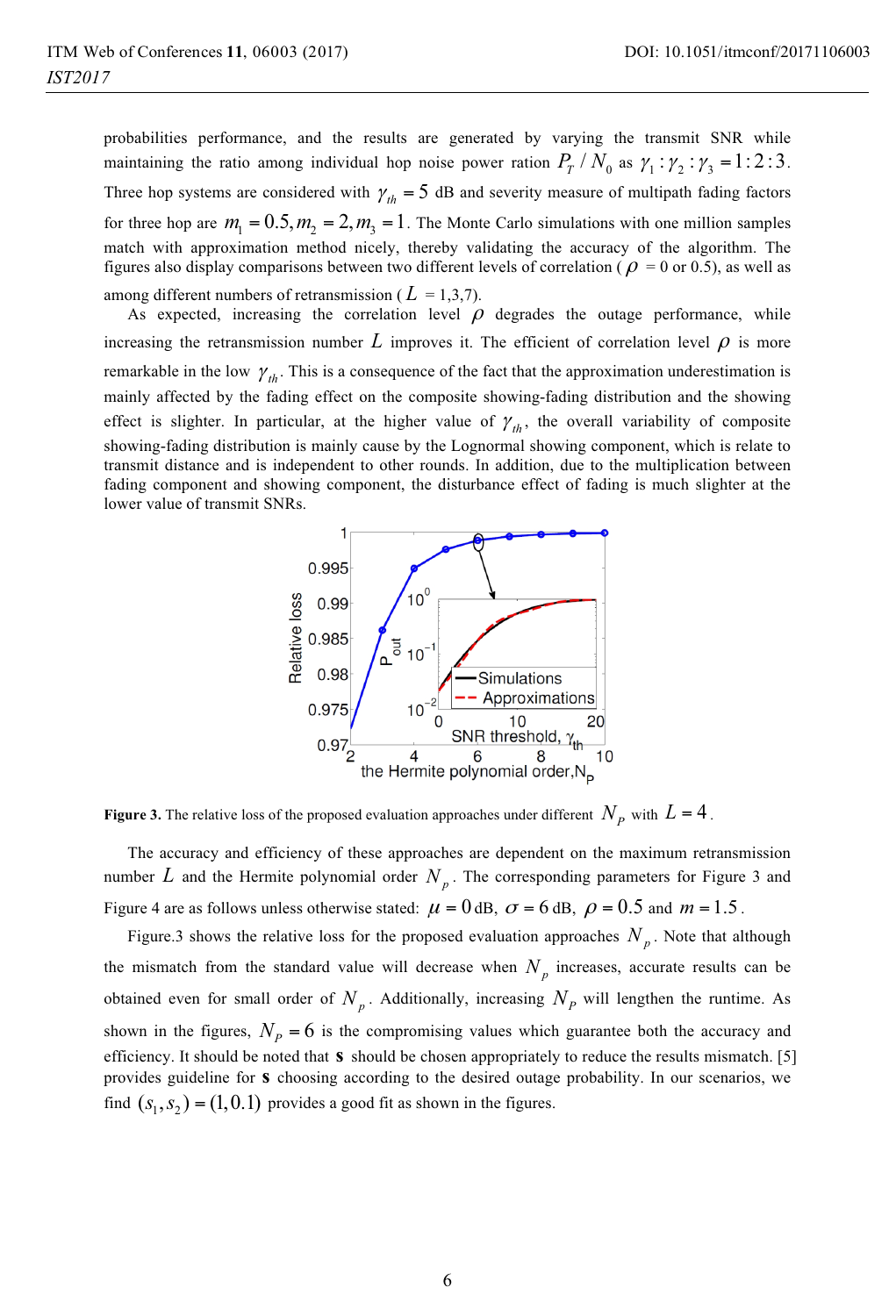probabilities performance, and the results are generated by varying the transmit SNR while maintaining the ratio among individual hop noise power ration $P_T / N_0$ as $\gamma_1 : \gamma_2 : \gamma_3 = 1:2:3$. Three hop systems are considered with $\gamma_{th} = 5$ dB and severity measure of multipath fading factors for three hop are $m_1 = 0.5, m_2 = 2, m_3 = 1$. The Monte Carlo simulations with one million samples match with approximation method nicely, thereby validating the accuracy of the algorithm. The figures also display comparisons between two different levels of correlation ( $\rho$ = 0 or 0.5), as well as among different numbers of retransmission ( $L$ = 1,3,7).

As expected, increasing the correlation level $\rho$ degrades the outage performance, while increasing the retransmission number $L$ improves it. The efficient of correlation level $\rho$ is more remarkable in the low $\gamma_{th}$. This is a consequence of the fact that the approximation underestimation is mainly affected by the fading effect on the composite showing-fading distribution and the showing effect is slighter. In particular, at the higher value of $\gamma_{th}$, the overall variability of composite showing-fading distribution is mainly cause by the Lognormal showing component, which is relate to transmit distance and is independent to other rounds. In addition, due to the multiplication between fading component and showing component, the disturbance effect of fading is much slighter at the lower value of transmit SNRs.

**Figure 3.** The relative loss of the proposed evaluation approaches under different $N_P$ with $L = 4$.

The accuracy and efficiency of these approaches are dependent on the maximum retransmission number $L$ and the Hermite polynomial order $N_p$. The corresponding parameters for Figure 3 and Figure 4 are as follows unless otherwise stated: $\mu = 0$ dB, $\sigma = 6$ dB, $\rho = 0.5$ and $m = 1.5$.

Figure.3 shows the relative loss for the proposed evaluation approaches $N_p$. Note that although the mismatch from the standard value will decrease when $N_p$ increases, accurate results can be obtained even for small order of $N_p$. Additionally, increasing $N_P$ will lengthen the runtime. As shown in the figures, $N_P = 6$ is the compromising values which guarantee both the accuracy and efficiency. It should be noted that **s** should be chosen appropriately to reduce the results mismatch. [5] provides guideline for **s** choosing according to the desired outage probability. In our scenarios, we find $(s_1, s_2) = (1, 0.1)$ provides a good fit as shown in the figures.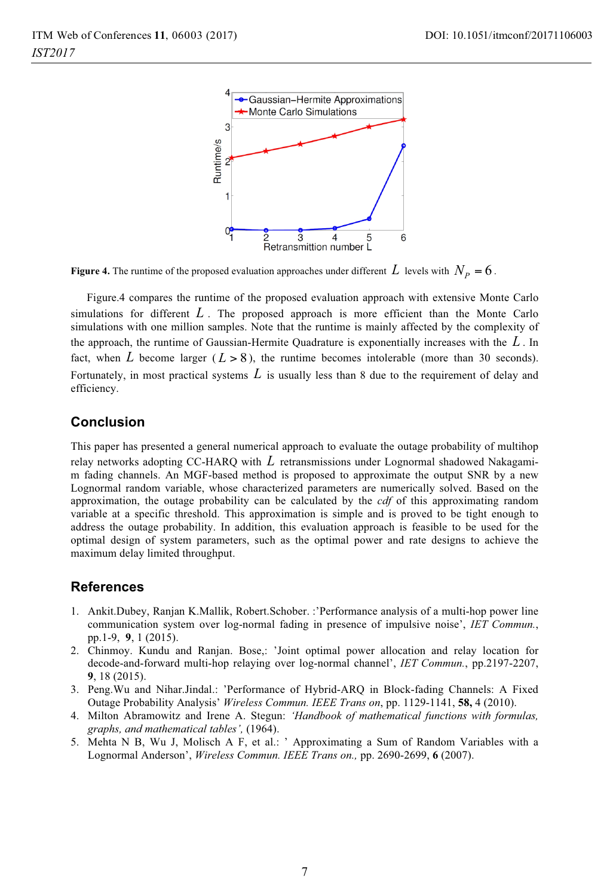Figure 4. The runtime of the proposed evaluation approaches under different $L$ levels with $N_p = 6$.

Figure.4 compares the runtime of the proposed evaluation approach with extensive Monte Carlo simulations for different $L$. The proposed approach is more efficient than the Monte Carlo simulations with one million samples. Note that the runtime is mainly affected by the complexity of the approach, the runtime of Gaussian-Hermite Quadrature is exponentially increases with the $L$. In fact, when $L$ become larger ($L > 8$), the runtime becomes intolerable (more than 30 seconds). Fortunately, in most practical systems $L$ is usually less than 8 due to the requirement of delay and efficiency.

## Conclusion

This paper has presented a general numerical approach to evaluate the outage probability of multihop relay networks adopting CC-HARQ with $L$ retransmissions under Lognormal shadowed Nakagami-m fading channels. An MGF-based method is proposed to approximate the output SNR by a new Lognormal random variable, whose characterized parameters are numerically solved. Based on the approximation, the outage probability can be calculated by the *cdf* of this approximating random variable at a specific threshold. This approximation is simple and is proved to be tight enough to address the outage probability. In addition, this evaluation approach is feasible to be used for the optimal design of system parameters, such as the optimal power and rate designs to achieve the maximum delay limited throughput.

## References

1. Ankit.Dubey, Ranjan K.Mallik, Robert.Schober. :'Performance analysis of a multi-hop power line communication system over log-normal fading in presence of impulsive noise', *IET Commun.*, pp.1-9, **9**, 1 (2015).
2. Chinmoy. Kundu and Ranjan. Bose,: 'Joint optimal power allocation and relay location for decode-and-forward multi-hop relaying over log-normal channel', *IET Commun.*, pp.2197-2207, **9**, 18 (2015).
3. Peng.Wu and Nihar.Jindal.: 'Performance of Hybrid-ARQ in Block-fading Channels: A Fixed Outage Probability Analysis' *Wireless Commun. IEEE Trans on*, pp. 1129-1141, **58,** 4 (2010).
4. Milton Abramowitz and Irene A. Stegun: *'Handbook of mathematical functions with formulas, graphs, and mathematical tables',* (1964).
5. Mehta N B, Wu J, Molisch A F, et al.: ' Approximating a Sum of Random Variables with a Lognormal Anderson', *Wireless Commun. IEEE Trans on.,* pp. 2690-2699, **6** (2007).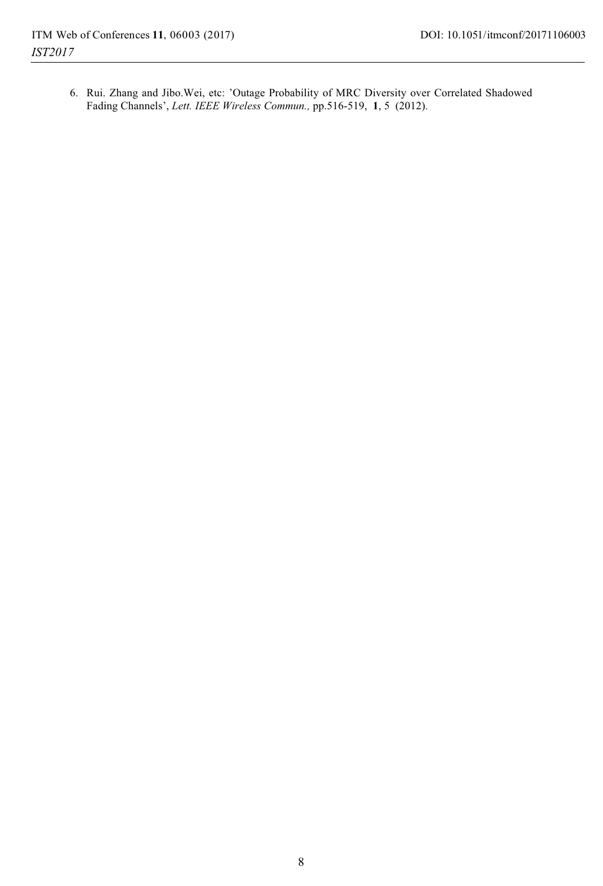6. Rui. Zhang and Jibo.Wei, etc: 'Outage Probability of MRC Diversity over Correlated Shadowed Fading Channels', *Lett. IEEE Wireless Commun.,* pp.516-519, **1**, 5 (2012).